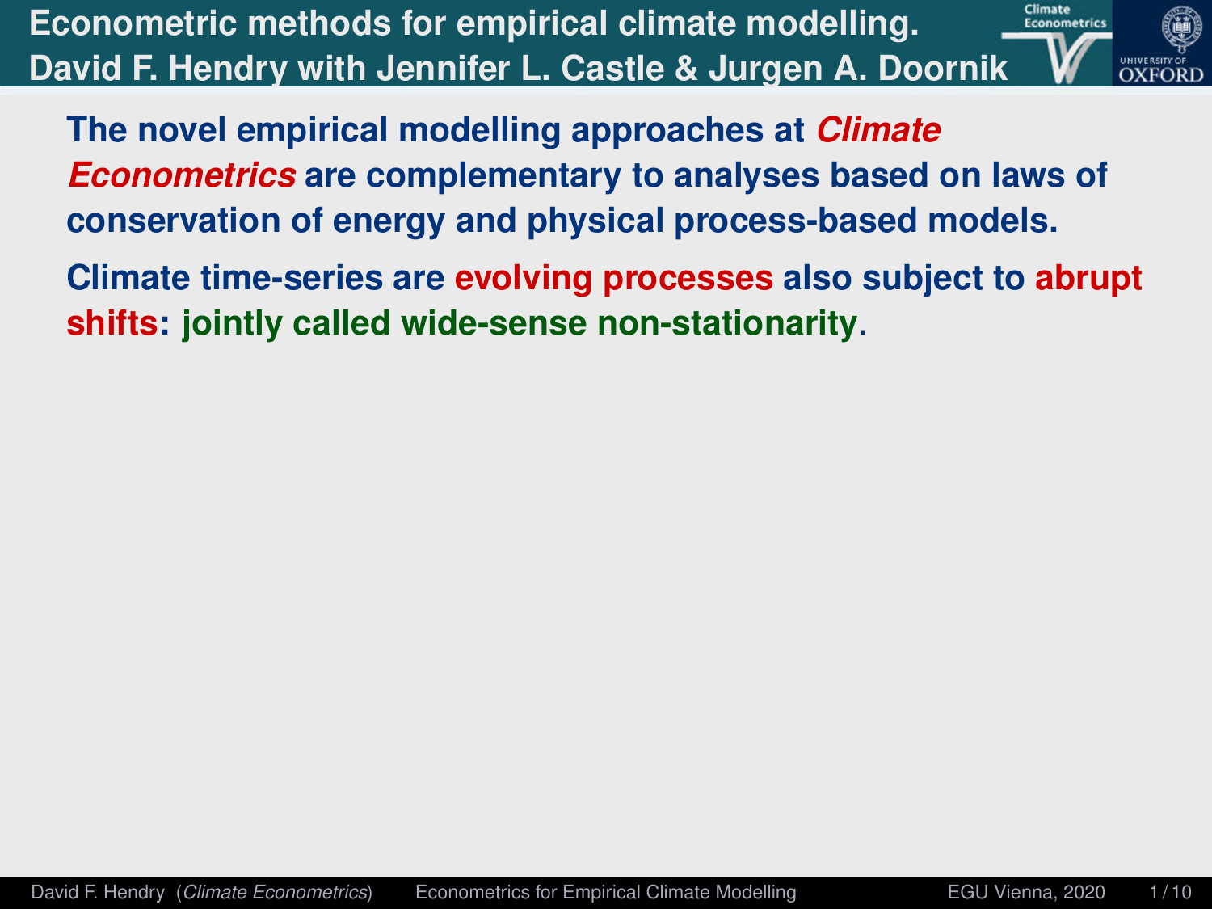# Econometric methods for empirical climate modelling.

## David F. Hendry with Jennifer L. Castle & Jurgen A. Doornik

**The novel empirical modelling approaches at *Climate Econometrics* are complementary to analyses based on laws of conservation of energy and physical process-based models.**

**Climate time-series are evolving processes also subject to abrupt shifts: jointly called wide-sense non-stationarity.**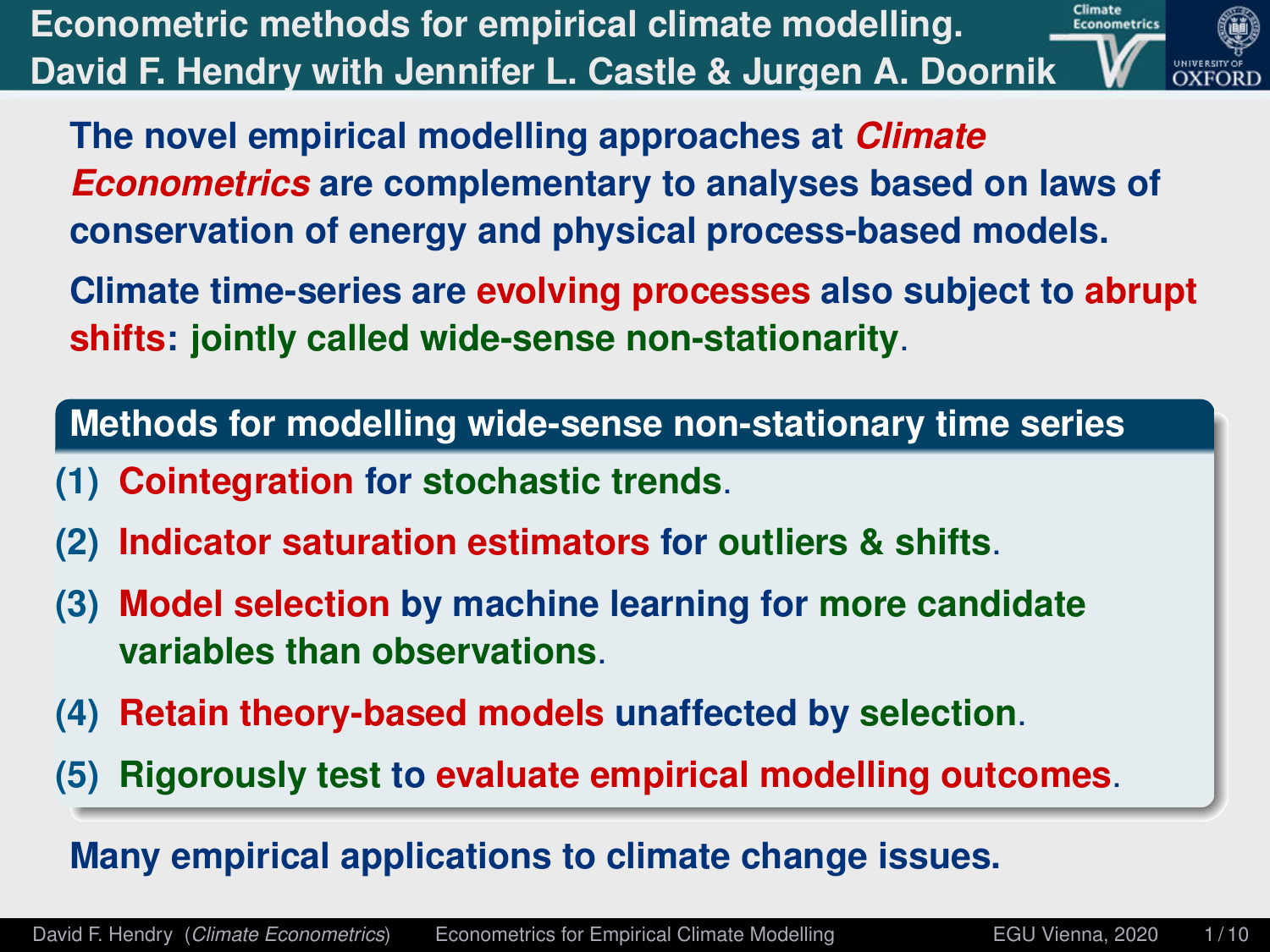# Econometric methods for empirical climate modelling.

## David F. Hendry with Jennifer L. Castle & Jurgen A. Doornik

**The novel empirical modelling approaches at *Climate Econometrics* are complementary to analyses based on laws of conservation of energy and physical process-based models.**

**Climate time-series are evolving processes also subject to abrupt shifts: jointly called wide-sense non-stationarity.**

### Methods for modelling wide-sense non-stationary time series

**(1) Cointegration for stochastic trends.**

**(2) Indicator saturation estimators for outliers & shifts.**

**(3) Model selection by machine learning for more candidate variables than observations.**

**(4) Retain theory-based models unaffected by selection.**

**(5) Rigorously test to evaluate empirical modelling outcomes.**

**Many empirical applications to climate change issues.**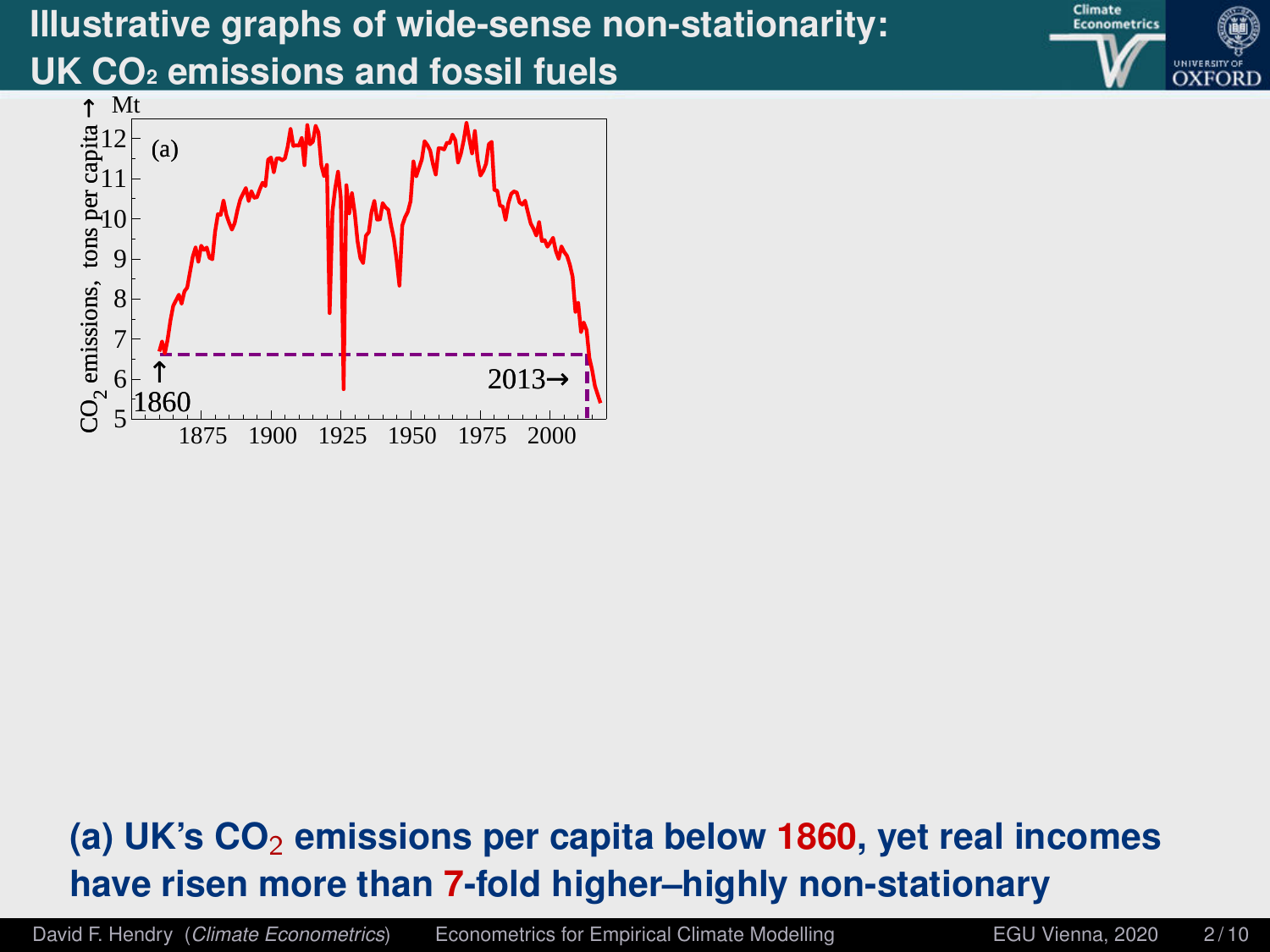# Illustrative graphs of wide-sense non-stationarity: UK $CO_2$ emissions and fossil fuels

**(a) UK's $CO_2$ emissions per capita below 1860, yet real incomes have risen more than 7-fold higher–highly non-stationary**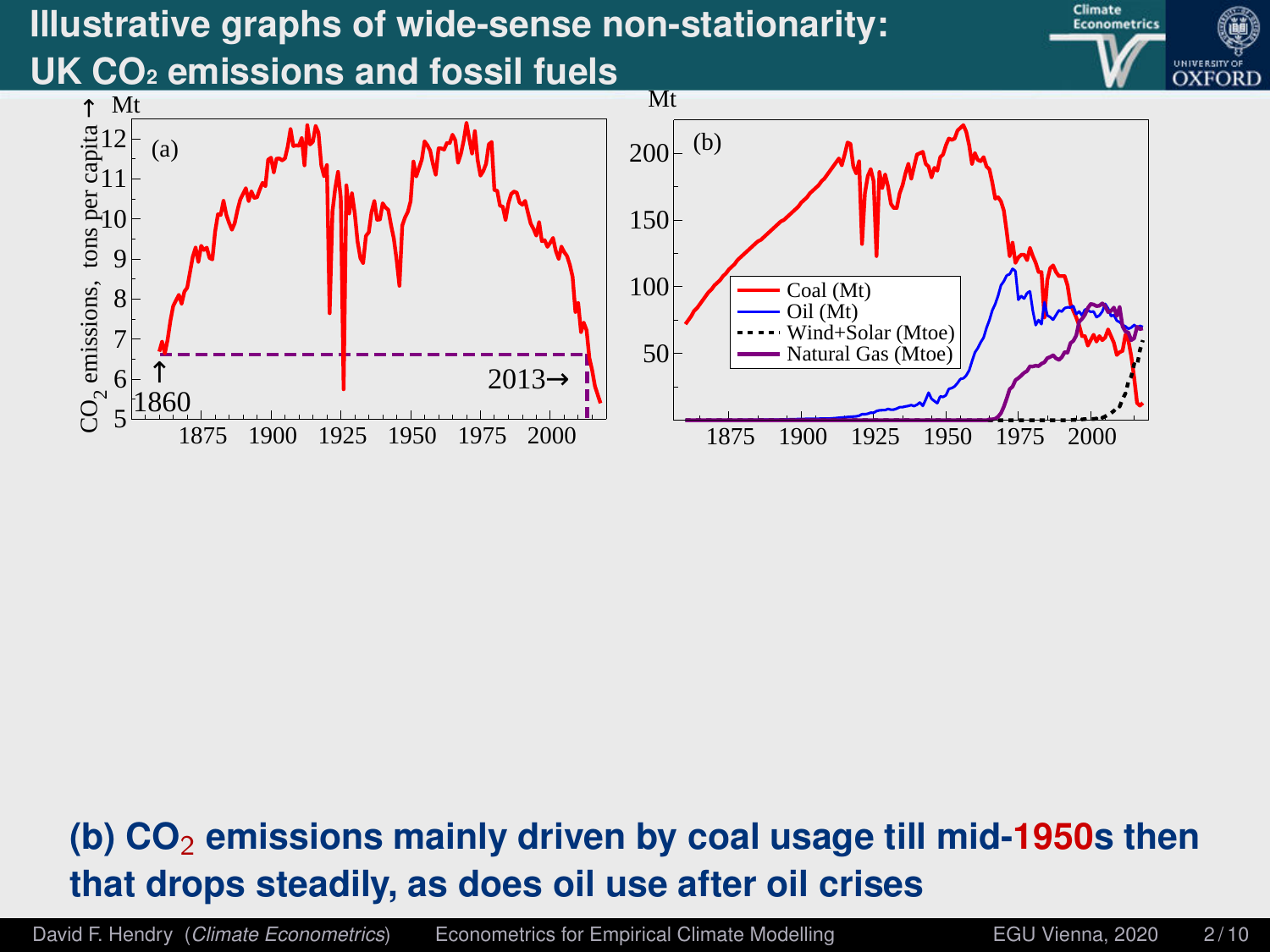# Illustrative graphs of wide-sense non-stationarity: UK $CO_2$ emissions and fossil fuels

**(b) $CO_2$ emissions mainly driven by coal usage till mid-1950s then that drops steadily, as does oil use after oil crises**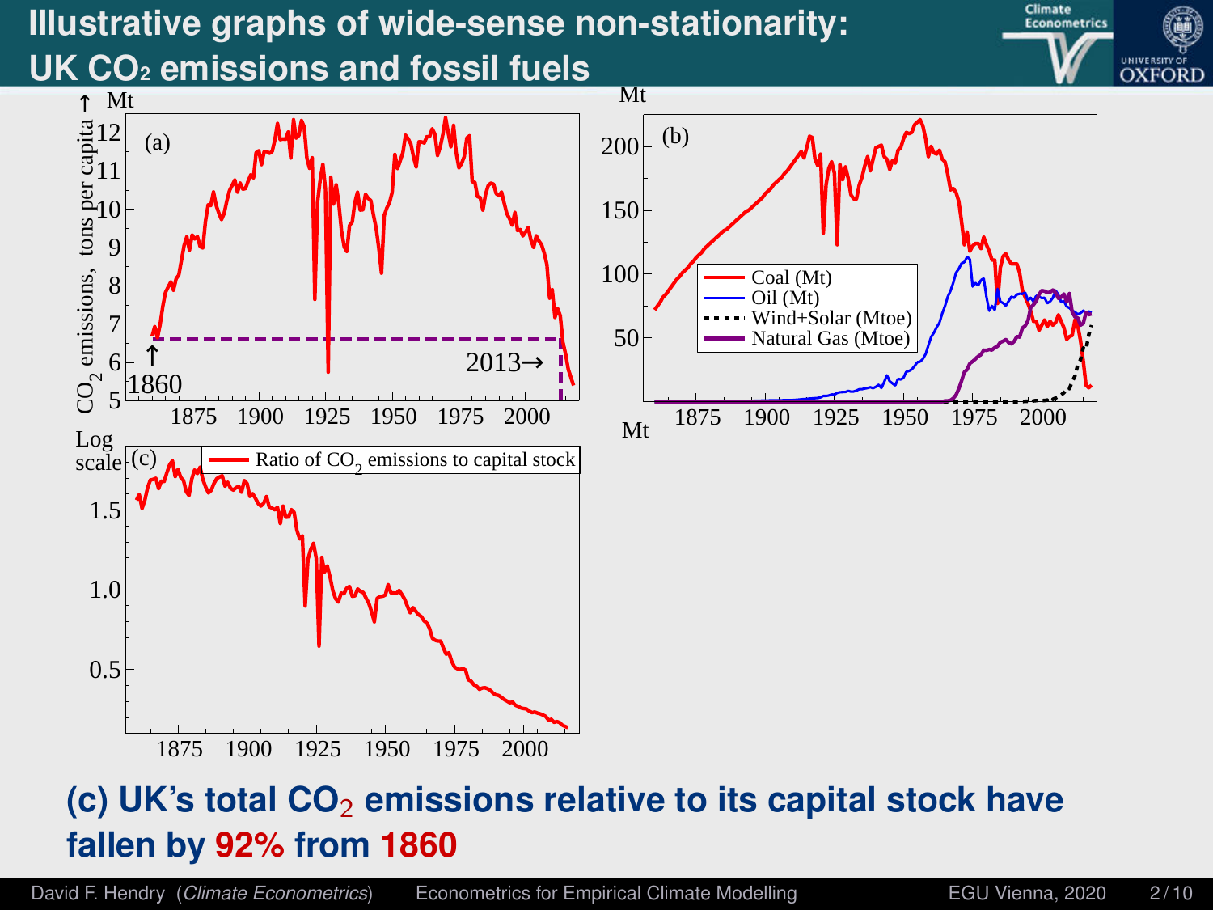# Illustrative graphs of wide-sense non-stationarity: UK $CO_2$ emissions and fossil fuels

**(c) UK's total $CO_2$ emissions relative to its capital stock have fallen by 92% from 1860**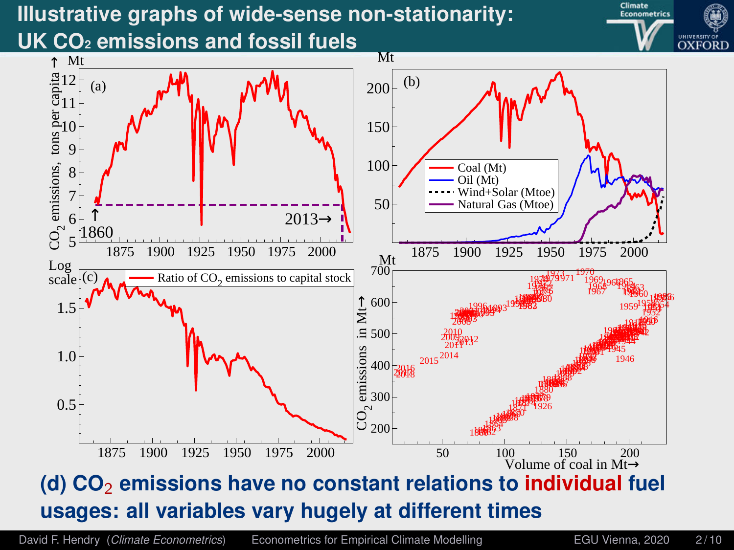# Illustrative graphs of wide-sense non-stationarity: UK $CO_2$ emissions and fossil fuels

**(d) $CO_2$ emissions have no constant relations to individual fuel usages: all variables vary hugely at different times**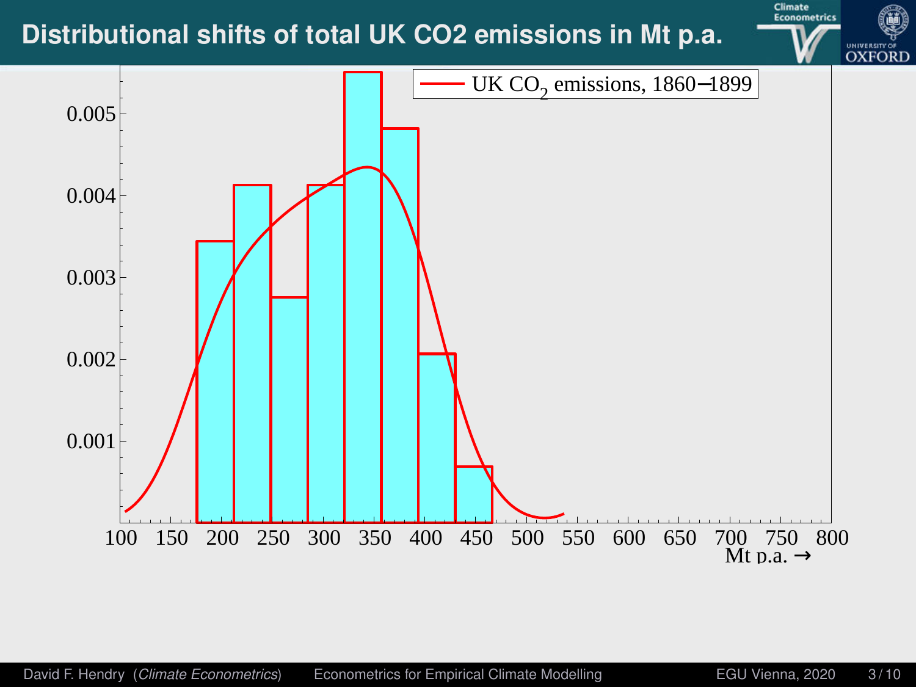# Distributional shifts of total UK CO2 emissions in Mt p.a.

UK $CO_2$ emissions, 1860–1899

0.005
0.004
0.003
0.002
0.001

100 150 200 250 300 350 400 450 500 550 600 650 700 750 800

Mt p.a. →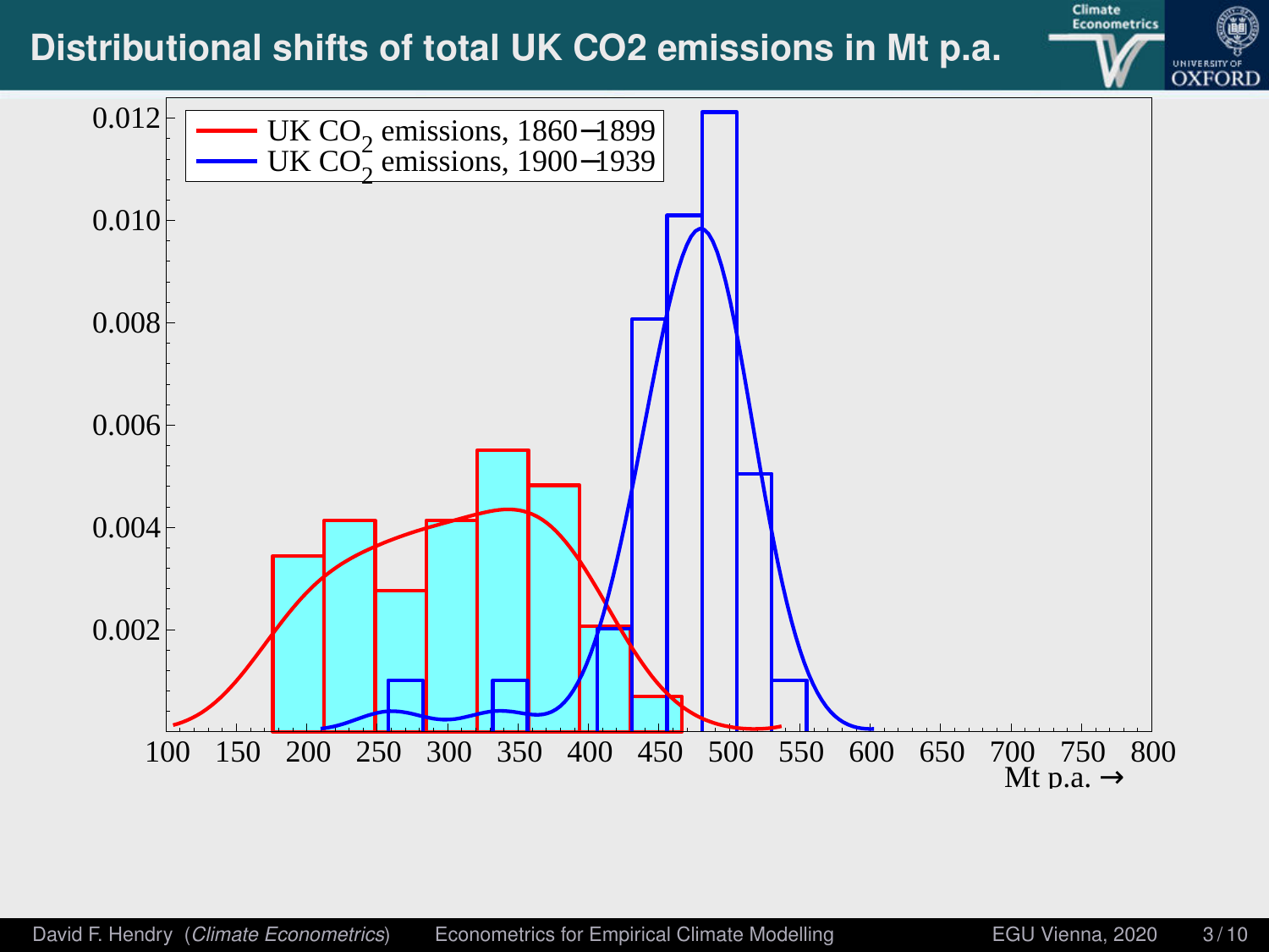# Distributional shifts of total UK CO2 emissions in Mt p.a.

UK $CO_2$ emissions, 1860–1899

UK $CO_2$ emissions, 1900–1939

0.012

0.010

0.008

0.006

0.004

0.002

100 150 200 250 300 350 400 450 500 550 600 650 700 750 800

Mt p.a. →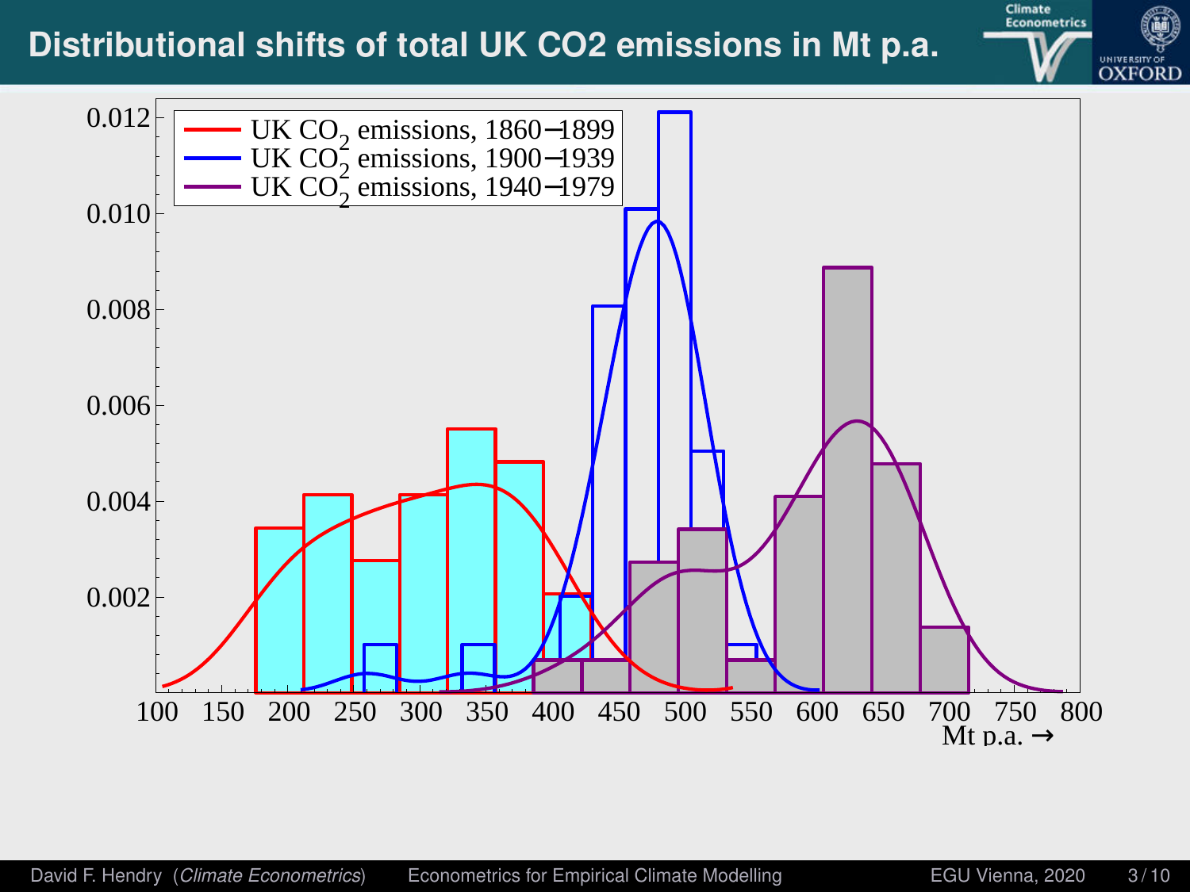# Distributional shifts of total UK CO2 emissions in Mt p.a.

UK $CO_2$ emissions, 1860–1899
UK $CO_2$ emissions, 1900–1939
UK $CO_2$ emissions, 1940–1979

0.012
0.010
0.008
0.006
0.004
0.002

100 150 200 250 300 350 400 450 500 550 600 650 700 750 800

Mt p.a. →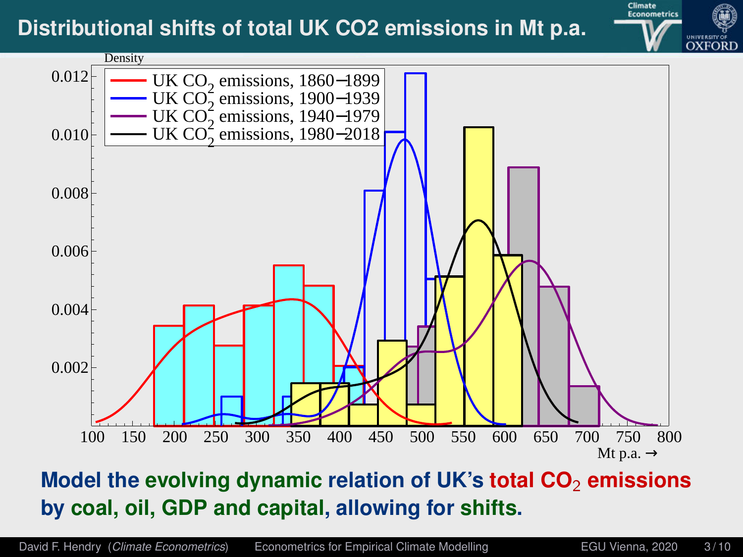## Distributional shifts of total UK CO2 emissions in Mt p.a.

**Model the evolving dynamic relation of UK's total $CO_2$ emissions by coal, oil, GDP and capital, allowing for shifts.**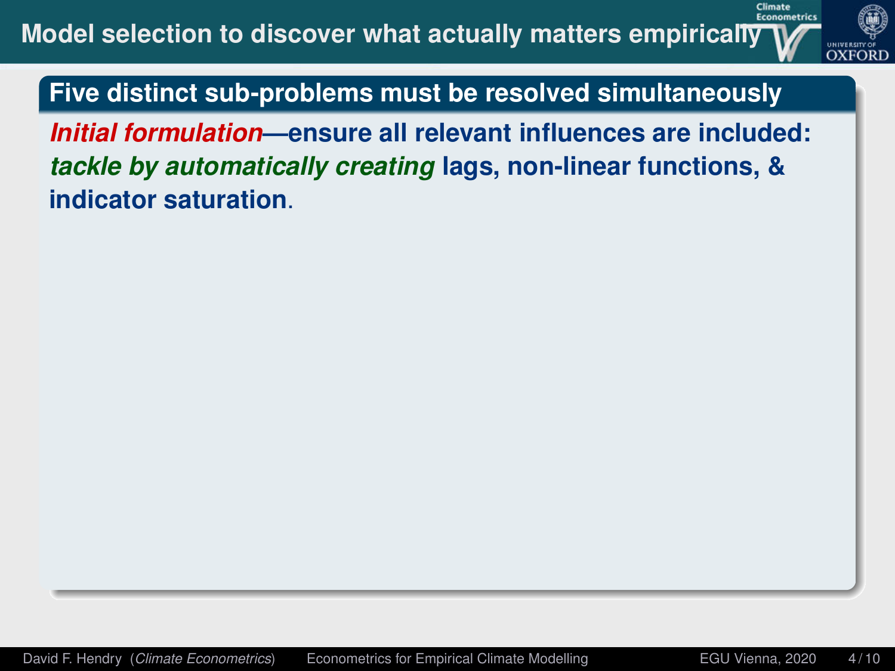# Model selection to discover what actually matters empirically

## Five distinct sub-problems must be resolved simultaneously

***Initial formulation*—ensure all relevant influences are included: *tackle by automatically creating* lags, non-linear functions, & indicator saturation.**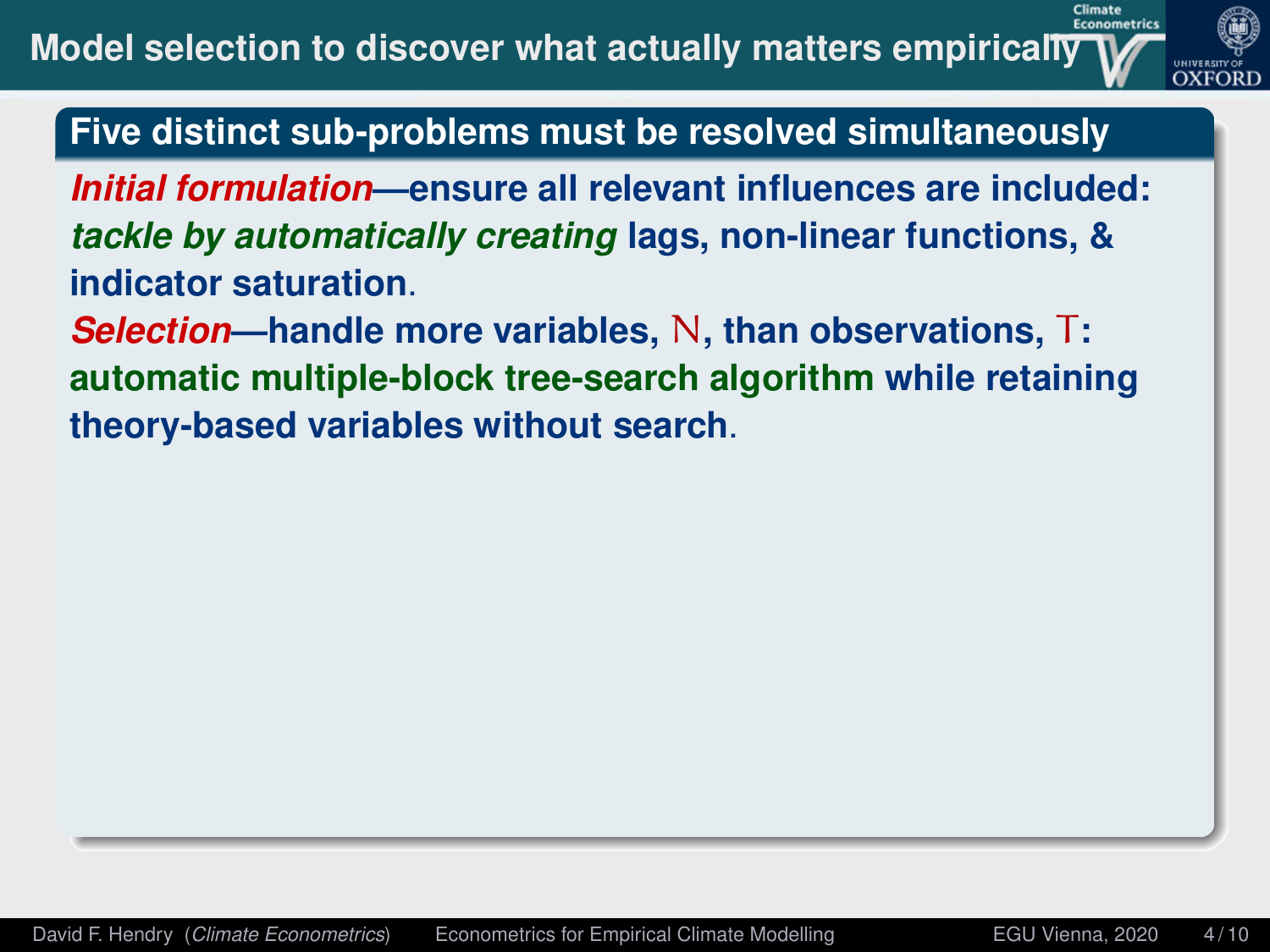# Model selection to discover what actually matters empirically

## Five distinct sub-problems must be resolved simultaneously

***Initial formulation*—ensure all relevant influences are included:** ***tackle by automatically creating*** **lags, non-linear functions, & indicator saturation**.

***Selection*—handle more variables, $N$, than observations, $T$:** **automatic multiple-block tree-search algorithm while retaining theory-based variables without search**.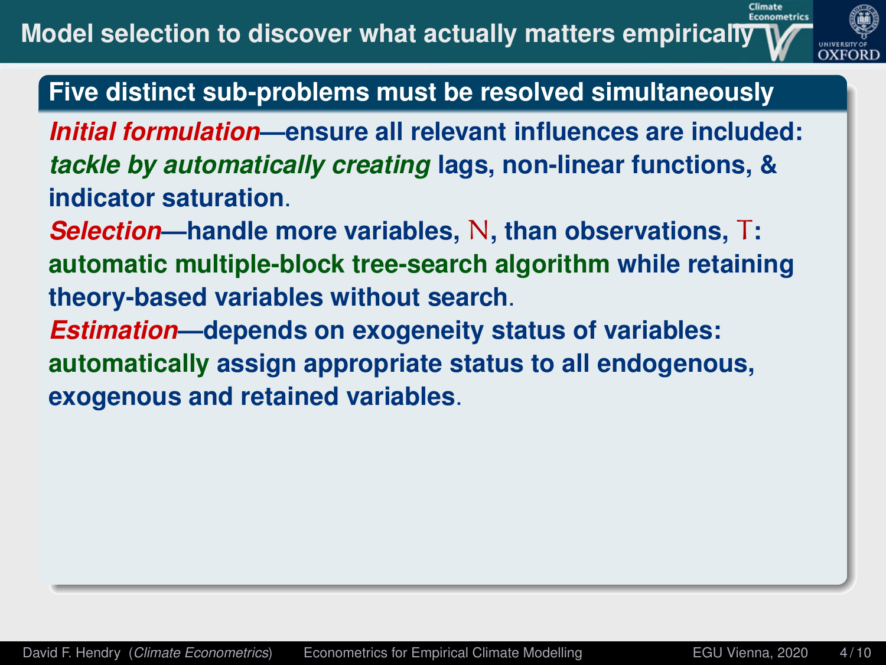# Model selection to discover what actually matters empirically

## Five distinct sub-problems must be resolved simultaneously

***Initial formulation***—**ensure all relevant influences are included:** ***tackle by automatically creating*** **lags, non-linear functions, & indicator saturation**.

***Selection***—**handle more variables,** $N$**, than observations,** $T$**: automatic multiple-block tree-search algorithm while retaining theory-based variables without search**.

***Estimation***—**depends on exogeneity status of variables: automatically assign appropriate status to all endogenous, exogenous and retained variables**.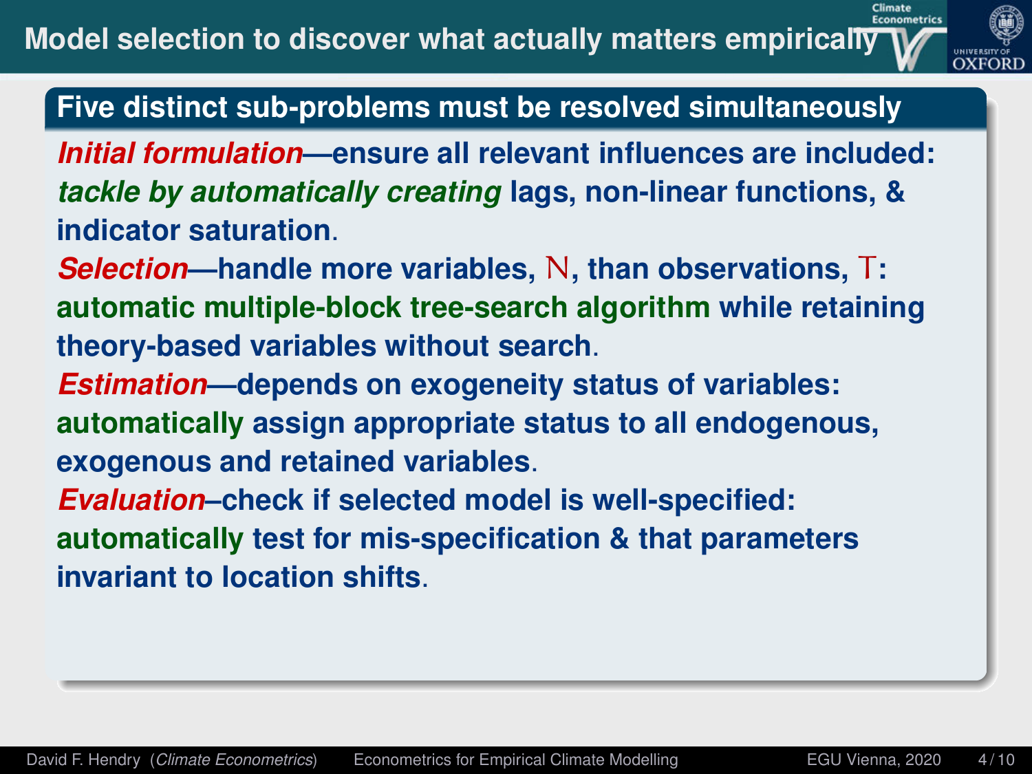# Model selection to discover what actually matters empirically

## Five distinct sub-problems must be resolved simultaneously

***Initial formulation*—ensure all relevant influences are included: *tackle by automatically creating* lags, non-linear functions, & indicator saturation.**

***Selection*—handle more variables, $N$, than observations, $T$: automatic multiple-block tree-search algorithm while retaining theory-based variables without search.**

***Estimation*—depends on exogeneity status of variables: automatically assign appropriate status to all endogenous, exogenous and retained variables.**

***Evaluation*–check if selected model is well-specified: automatically test for mis-specification & that parameters invariant to location shifts.**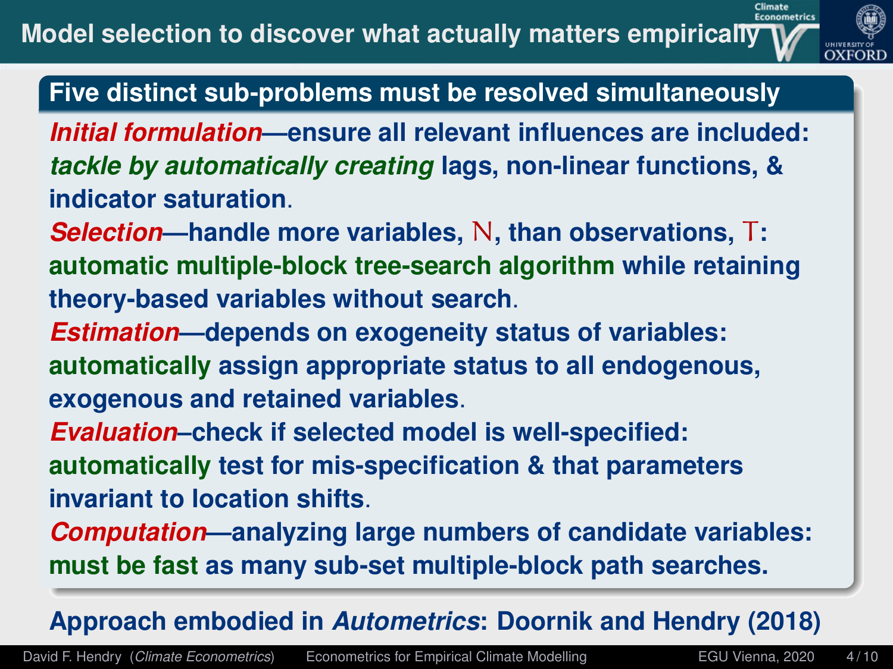# Model selection to discover what actually matters empirically

## Five distinct sub-problems must be resolved simultaneously

***Initial formulation*—ensure all relevant influences are included: *tackle by automatically creating* lags, non-linear functions, & indicator saturation.**

***Selection*—handle more variables, $N$, than observations, $T$: automatic multiple-block tree-search algorithm while retaining theory-based variables without search.**

***Estimation*—depends on exogeneity status of variables: automatically assign appropriate status to all endogenous, exogenous and retained variables.**

***Evaluation*–check if selected model is well-specified: automatically test for mis-specification & that parameters invariant to location shifts.**

***Computation*—analyzing large numbers of candidate variables: must be fast as many sub-set multiple-block path searches.**

**Approach embodied in *Autometrics*: Doornik and Hendry (2018)**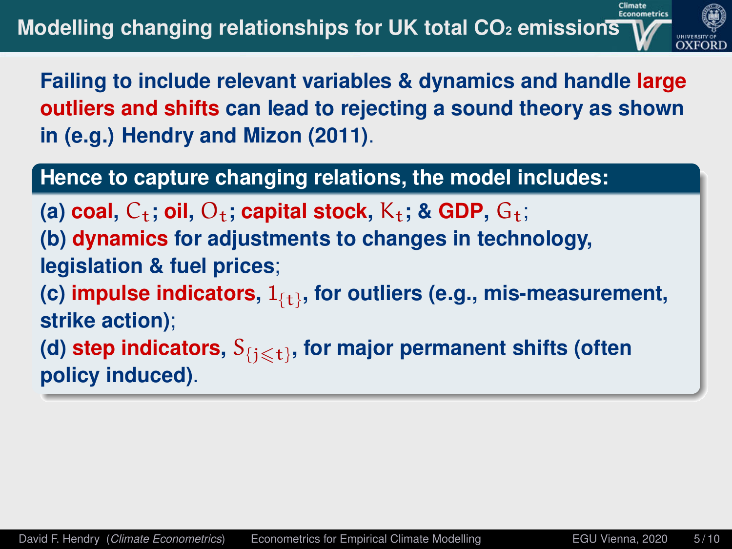# Modelling changing relationships for UK total $CO_2$ emissions

**Failing to include relevant variables & dynamics and handle large outliers and shifts can lead to rejecting a sound theory as shown in (e.g.) Hendry and Mizon (2011).**

**Hence to capture changing relations, the model includes:**

(a) **coal**, $C_t$; **oil**, $O_t$; **capital stock**, $K_t$; & **GDP**, $G_t$;
(b) **dynamics** for adjustments to changes in technology, legislation & fuel prices;
(c) **impulse indicators**, $1_{\{t\}}$, for outliers (e.g., mis-measurement, strike action);
(d) **step indicators**, $S_{\{j \leqslant t\}}$, for major permanent shifts (often policy induced).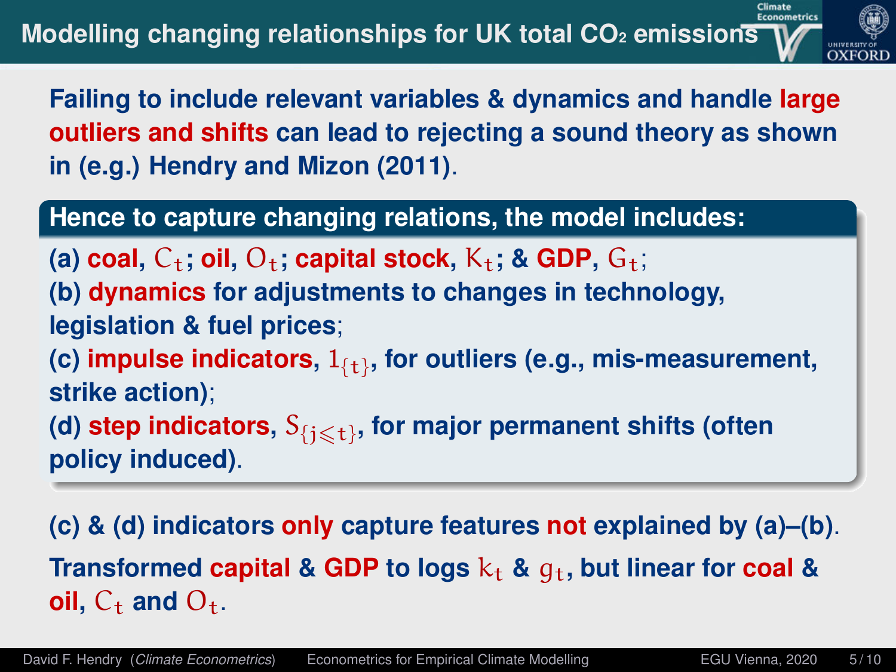# Modelling changing relationships for UK total $CO_2$ emissions

**Failing to include relevant variables & dynamics and handle large outliers and shifts can lead to rejecting a sound theory as shown in (e.g.) Hendry and Mizon (2011).**

**Hence to capture changing relations, the model includes:**

**(a) coal, $C_t$; oil, $O_t$; capital stock, $K_t$; & GDP, $G_t$;**
**(b) dynamics for adjustments to changes in technology, legislation & fuel prices;**
**(c) impulse indicators, $1_{\{t\}}$, for outliers (e.g., mis-measurement, strike action);**
**(d) step indicators, $S_{\{j \leqslant t\}}$, for major permanent shifts (often policy induced).**

**(c) & (d) indicators only capture features not explained by (a)–(b).**

**Transformed capital & GDP to logs $k_t$ & $g_t$, but linear for coal & oil, $C_t$ and $O_t$.**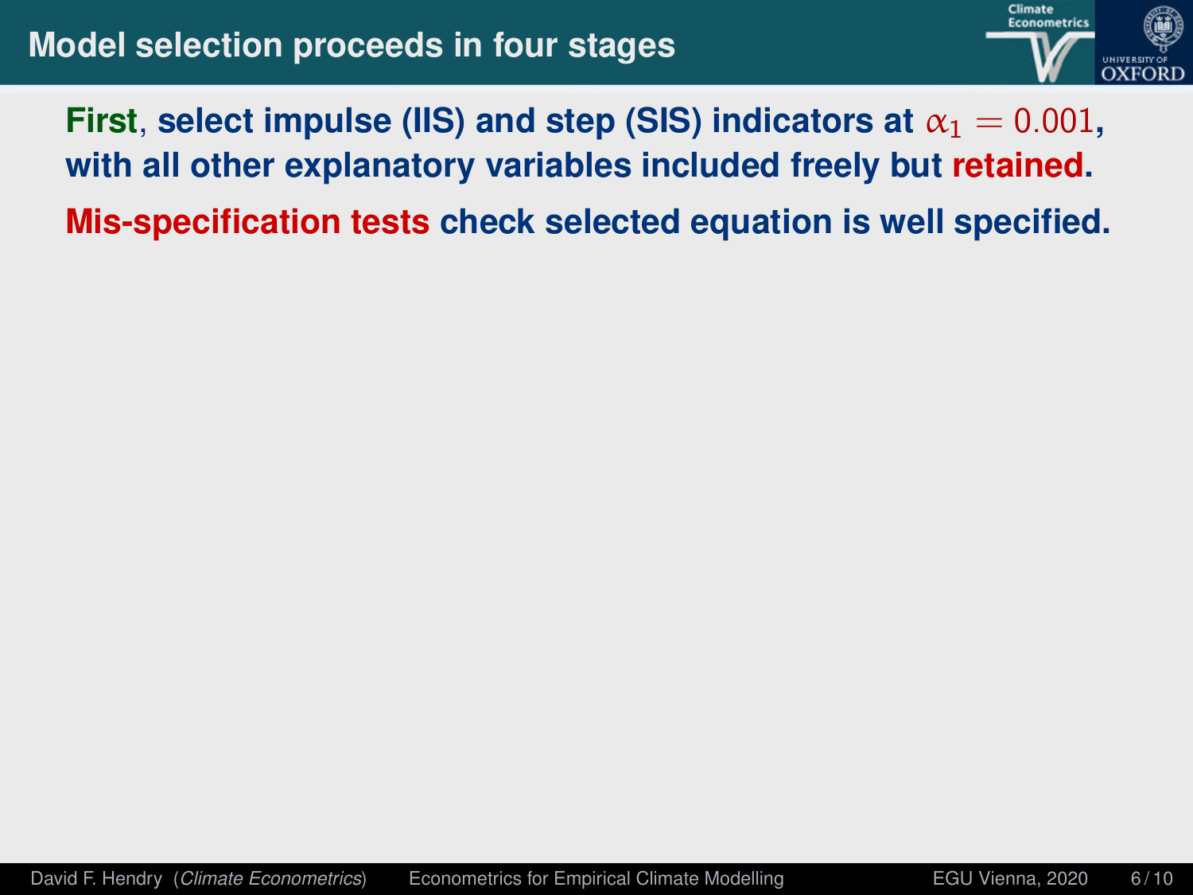# Model selection proceeds in four stages

**First, select impulse (IIS) and step (SIS) indicators at $\alpha_1 = 0.001$, with all other explanatory variables included freely but retained.**

**Mis-specification tests check selected equation is well specified.**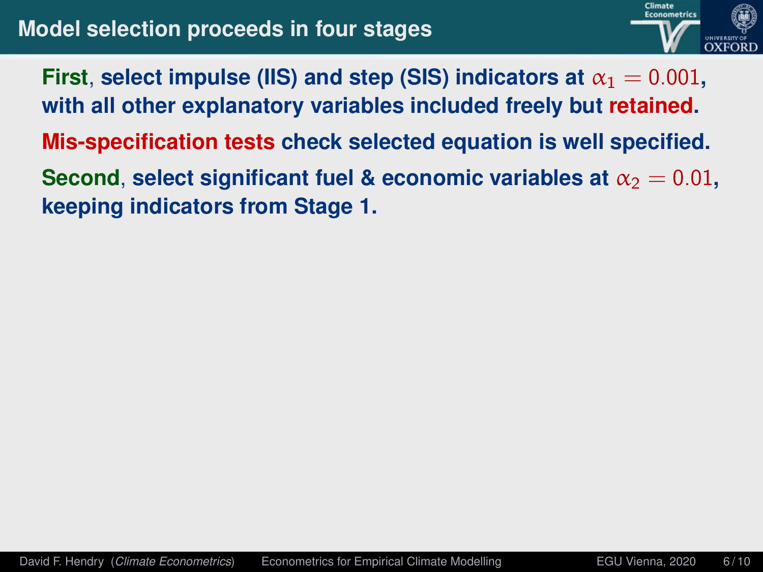# Model selection proceeds in four stages

**First, select impulse (IIS) and step (SIS) indicators at $\alpha_1 = 0.001$, with all other explanatory variables included freely but retained.**

**Mis-specification tests check selected equation is well specified.**

**Second, select significant fuel & economic variables at $\alpha_2 = 0.01$, keeping indicators from Stage 1.**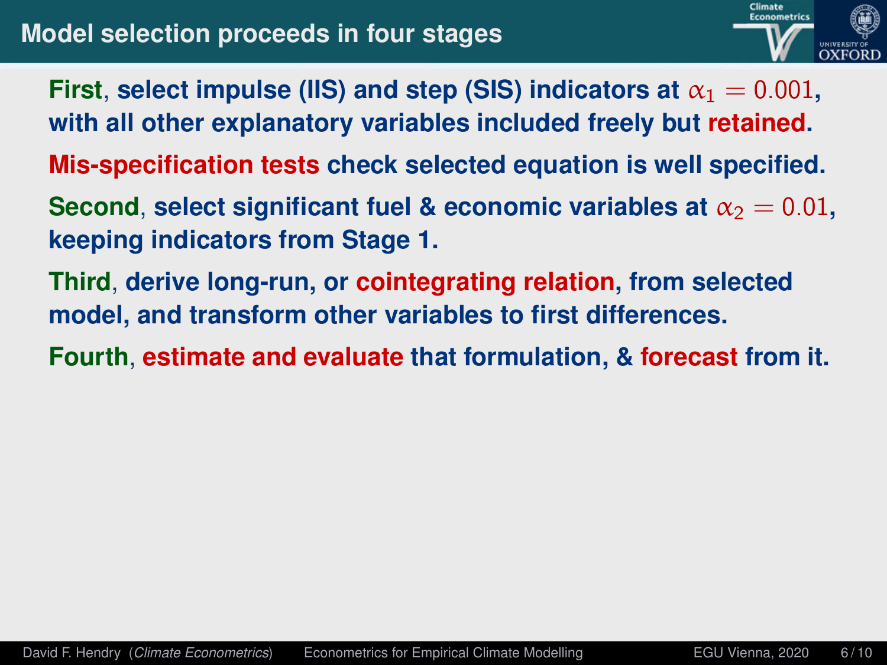# Model selection proceeds in four stages

**First**, select impulse (IIS) and step (SIS) indicators at $\alpha_1 = 0.001$, with all other explanatory variables included freely but **retained**.

**Mis-specification tests** check selected equation is well specified.

**Second**, select significant fuel & economic variables at $\alpha_2 = 0.01$, keeping indicators from Stage 1.

**Third**, derive long-run, or **cointegrating relation**, from selected model, and transform other variables to first differences.

**Fourth**, **estimate and evaluate** that formulation, & **forecast** from it.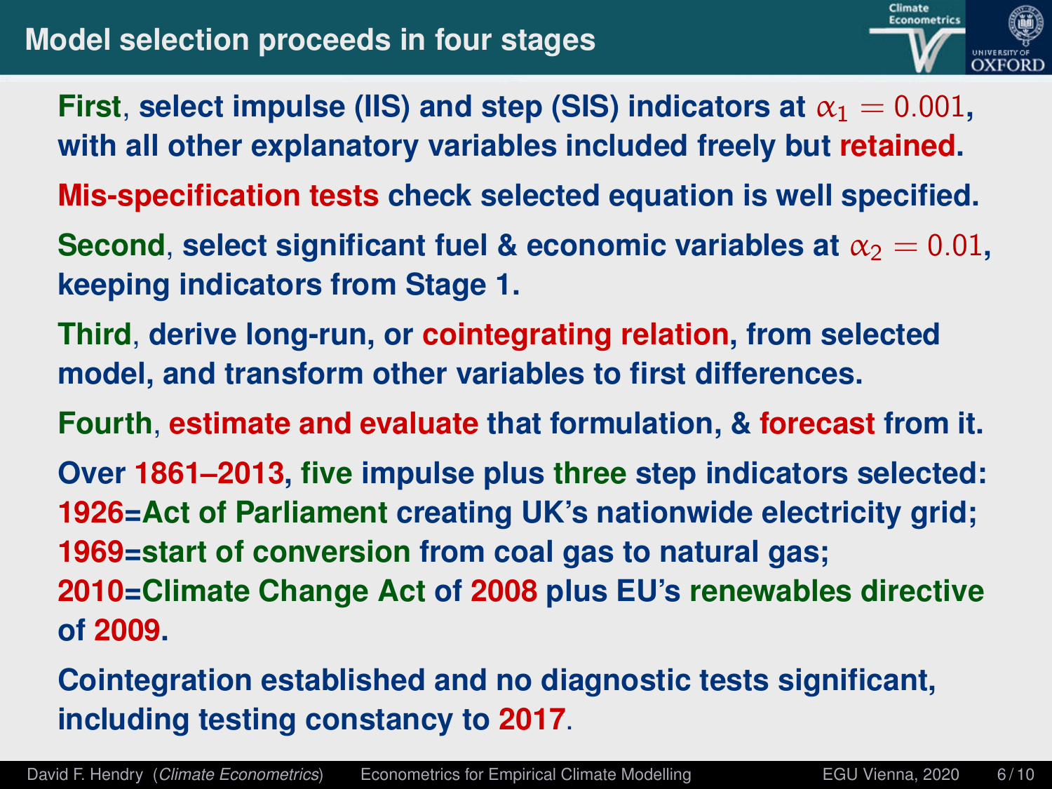## Model selection proceeds in four stages

**First**, select impulse (IIS) and step (SIS) indicators at $\alpha_1 = 0.001$, with all other explanatory variables included freely but **retained**.

**Mis-specification tests** check selected equation is well specified.

**Second**, select significant fuel & economic variables at $\alpha_2 = 0.01$, keeping indicators from Stage 1.

**Third**, derive long-run, or **cointegrating relation**, from selected model, and transform other variables to first differences.

**Fourth**, **estimate and evaluate** that formulation, & **forecast** from it.

Over **1861–2013**, five impulse plus three step indicators selected:
**1926**=Act of Parliament creating UK's nationwide electricity grid;
**1969**=start of conversion from coal gas to natural gas;
**2010**=Climate Change Act of **2008** plus EU's renewables directive of **2009**.

Cointegration established and no diagnostic tests significant, including testing constancy to **2017**.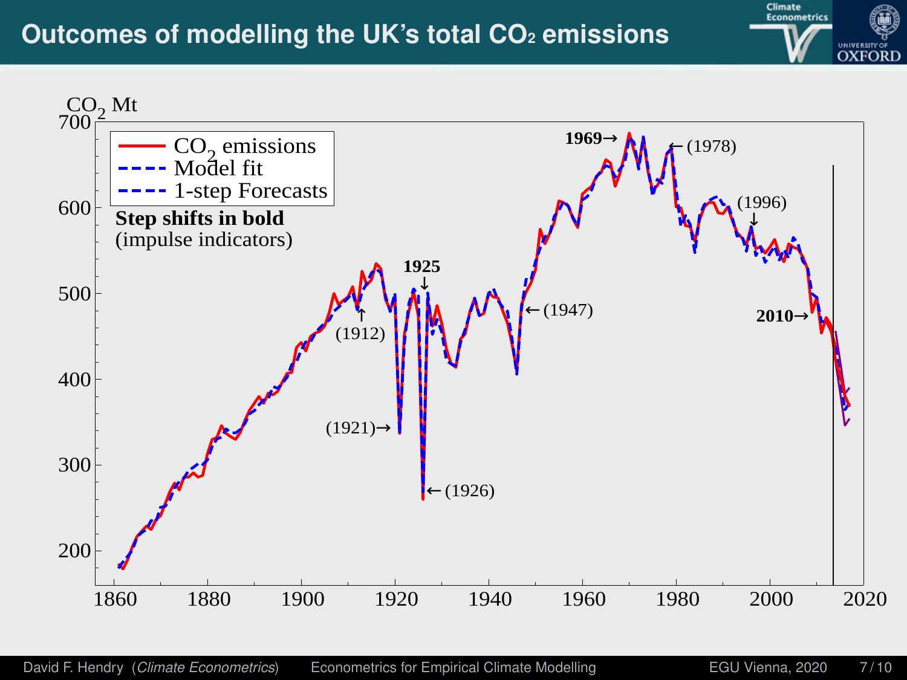# Outcomes of modelling the UK's total $CO_2$ emissions

$CO_2$ Mt

- $CO_2$ emissions
- Model fit
- 1-step Forecasts

**Step shifts in bold**
(impulse indicators)

**1969→** ←(1978)

(1996)↓

**1925**↓

←(1947)

↑(1912)

**2010→**

(1921)→

←(1926)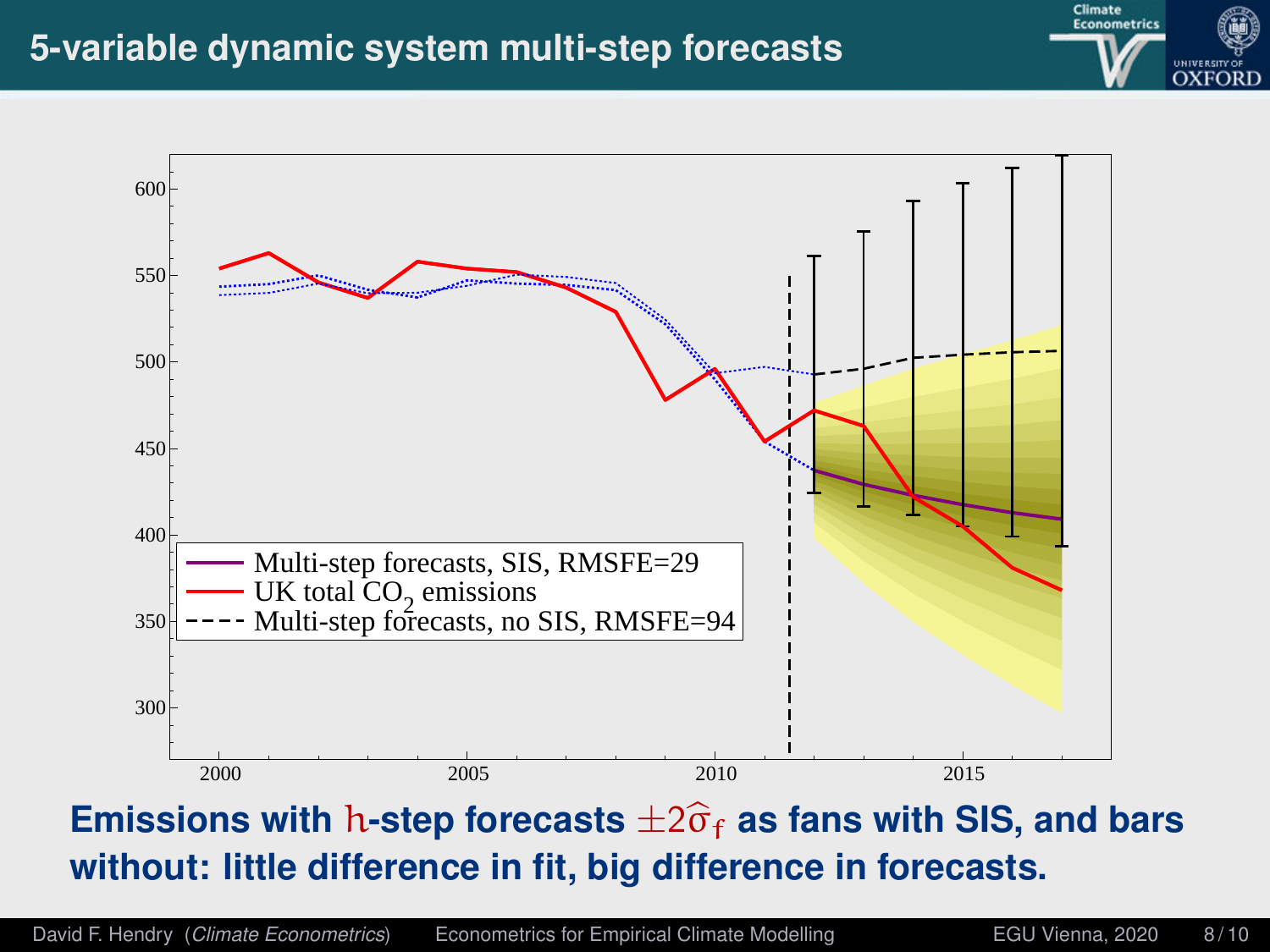# 5-variable dynamic system multi-step forecasts

Multi-step forecasts, SIS, RMSFE=29

UK total $CO_2$ emissions

Multi-step forecasts, no SIS, RMSFE=94

**Emissions with $h$-step forecasts $\pm 2\widehat{\sigma}_f$ as fans with SIS, and bars without: little difference in fit, big difference in forecasts.**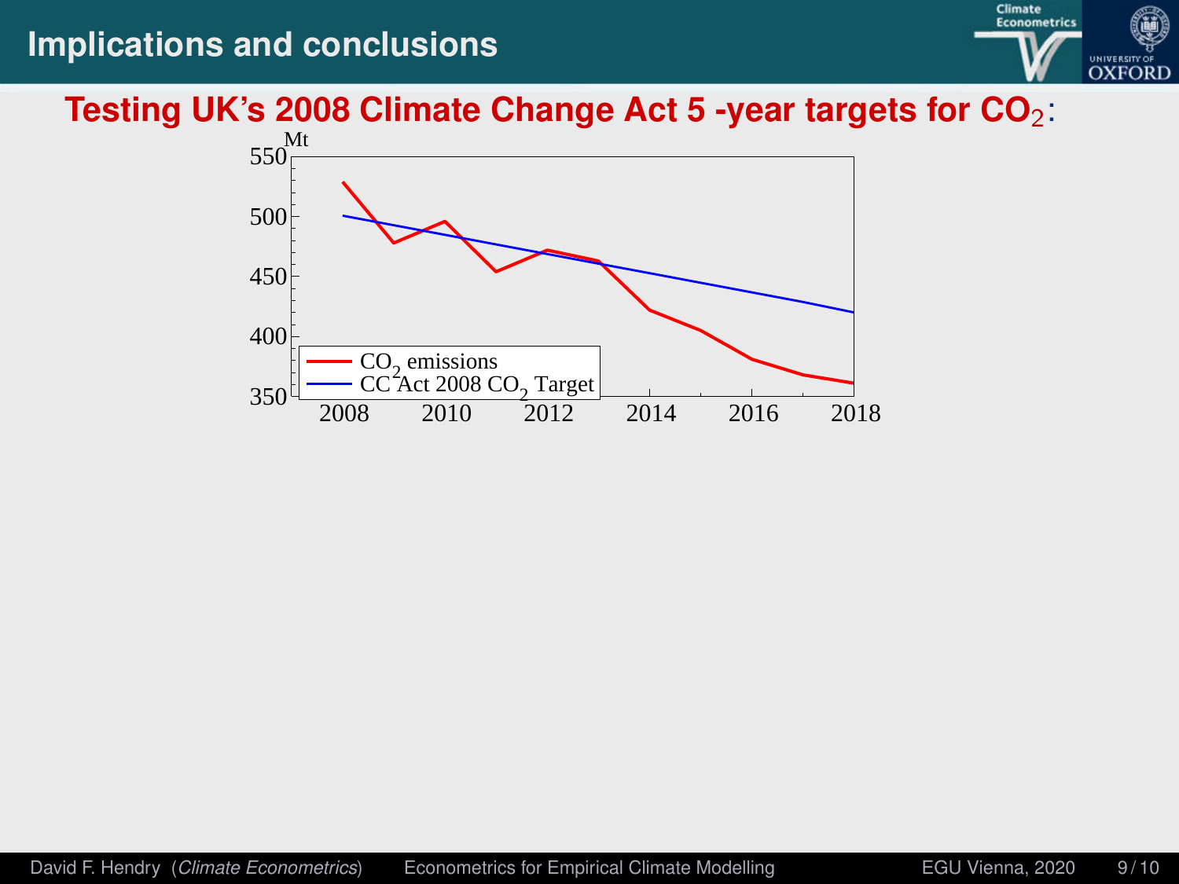# Implications and conclusions

**Testing UK's 2008 Climate Change Act 5 -year targets for $CO_2$:**

Mt

550
500
450
400
350

2008 2010 2012 2014 2016 2018

$CO_2$ emissions
CC Act 2008 $CO_2$ Target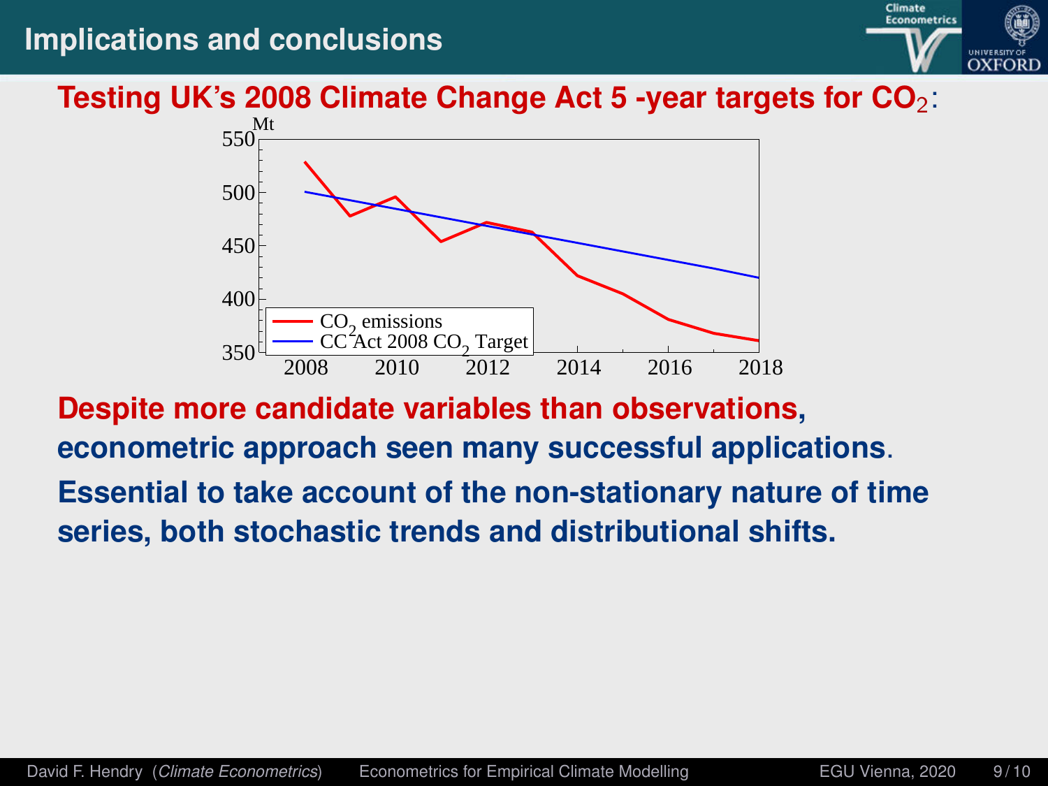# Implications and conclusions

**Testing UK's 2008 Climate Change Act 5 -year targets for $CO_2$:**

**Despite more candidate variables than observations, econometric approach seen many successful applications.**

**Essential to take account of the non-stationary nature of time series, both stochastic trends and distributional shifts.**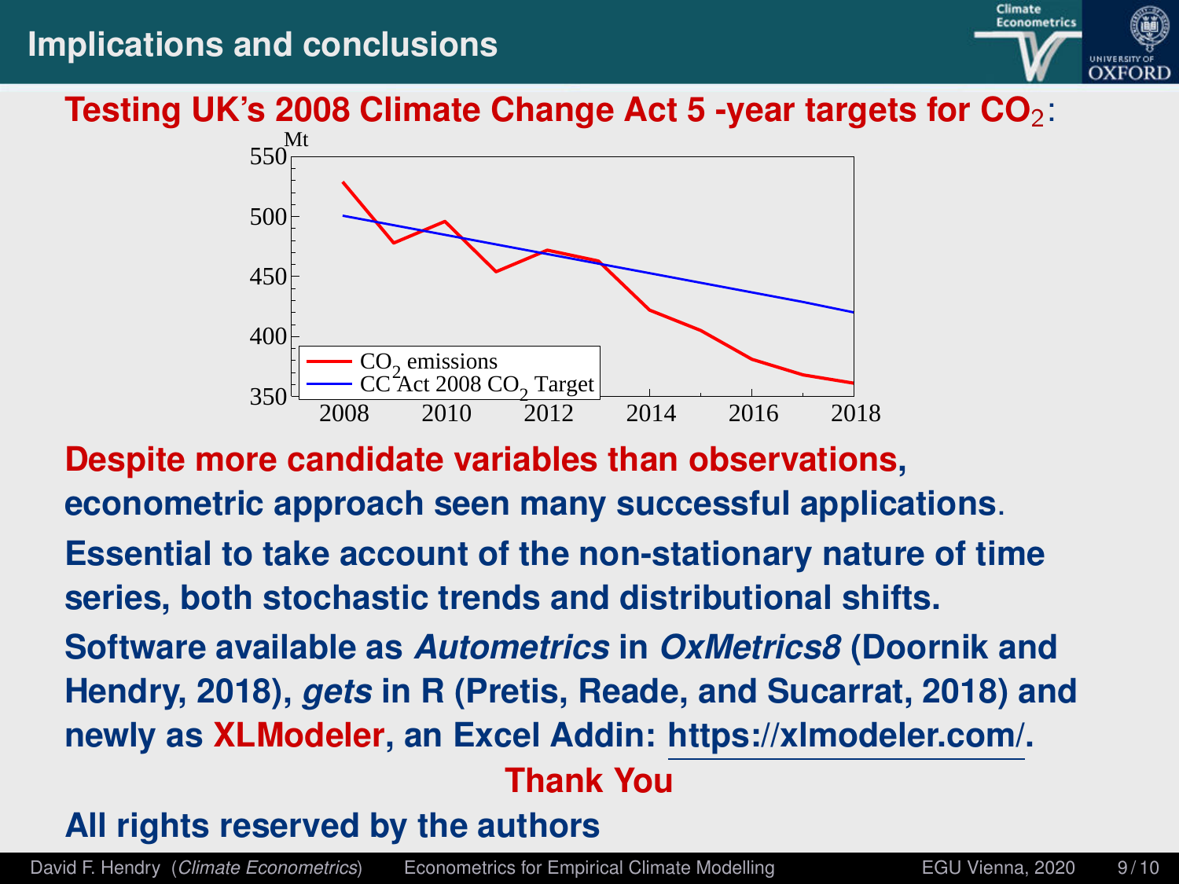# Implications and conclusions

**Testing UK's 2008 Climate Change Act 5 -year targets for $CO_2$:**

**Despite more candidate variables than observations, econometric approach seen many successful applications.**

**Essential to take account of the non-stationary nature of time series, both stochastic trends and distributional shifts.**

**Software available as *Autometrics* in *OxMetrics8* (Doornik and Hendry, 2018), *gets* in R (Pretis, Reade, and Sucarrat, 2018) and newly as XLModeler, an Excel Addin: https://xlmodeler.com/.**

**Thank You**

**All rights reserved by the authors**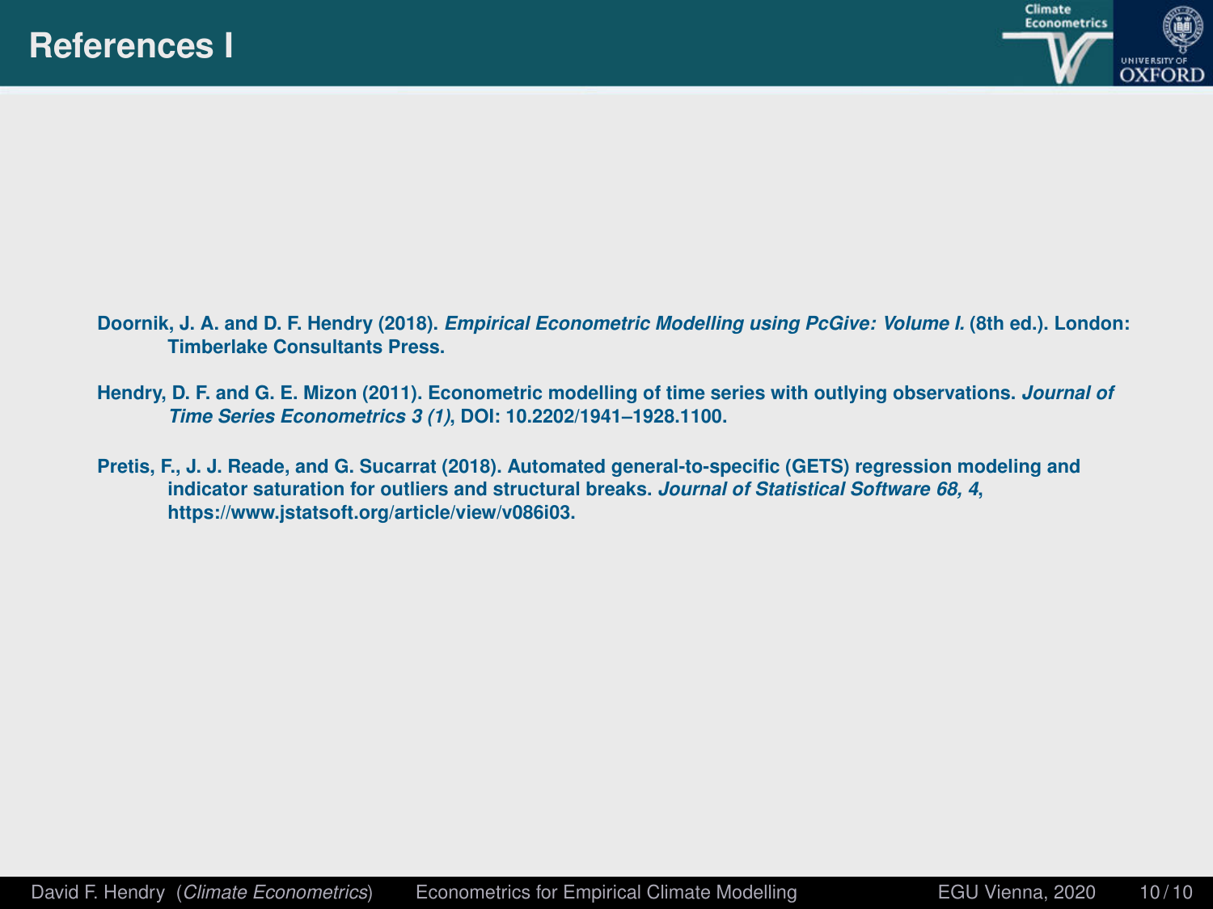# References I

Doornik, J. A. and D. F. Hendry (2018). *Empirical Econometric Modelling using PcGive: Volume I.* (8th ed.). London: Timberlake Consultants Press.

Hendry, D. F. and G. E. Mizon (2011). Econometric modelling of time series with outlying observations. *Journal of Time Series Econometrics 3 (1)*, DOI: 10.2202/1941–1928.1100.

Pretis, F., J. J. Reade, and G. Sucarrat (2018). Automated general-to-specific (GETS) regression modeling and indicator saturation for outliers and structural breaks. *Journal of Statistical Software 68, 4*, https://www.jstatsoft.org/article/view/v086i03.